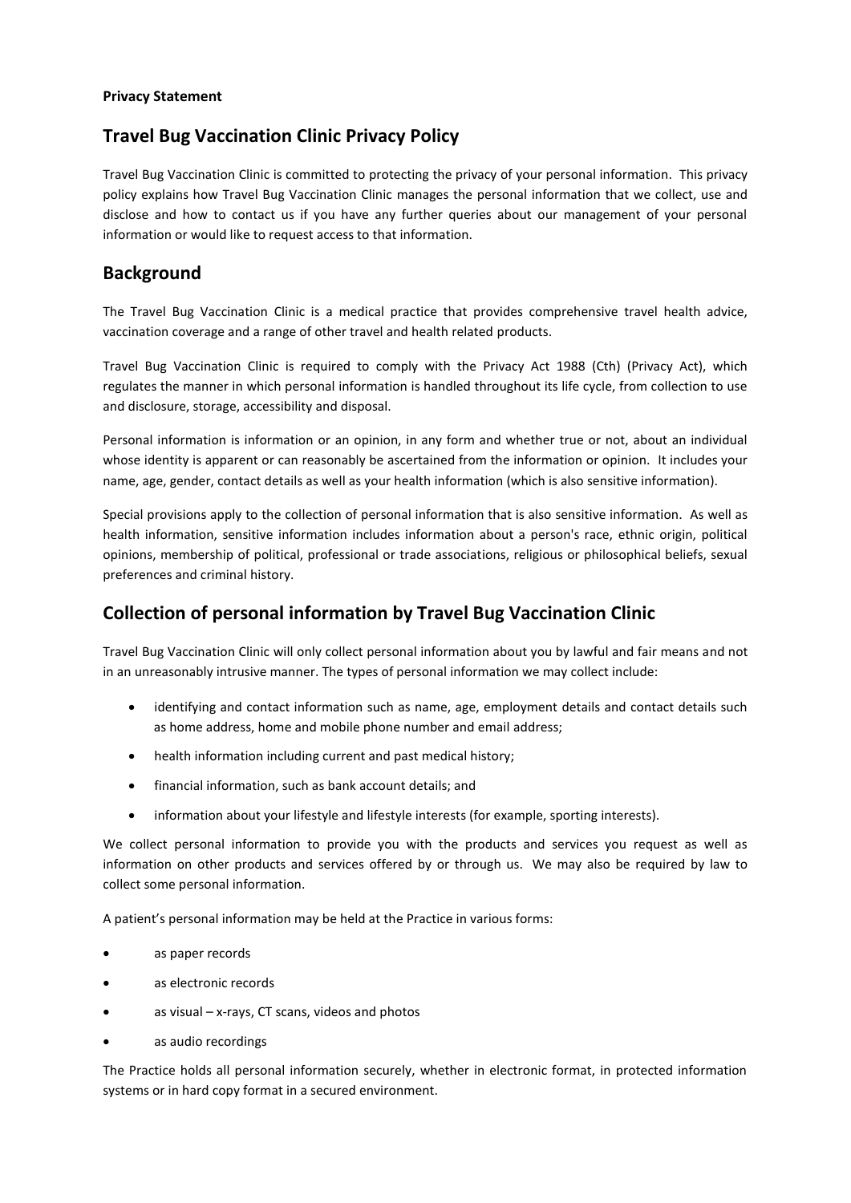**Privacy Statement**

# Travel Bug Vaccination Clinic Privacy Policy

Travel Bug Vaccination Clinic is committed to protecting the privacy of your personal information. This privacy policy explains how Travel Bug Vaccination Clinic manages the personal information that we collect, use and disclose and how to contact us if you have any further queries about our management of your personal information or would like to request access to that information.

## Background

The Travel Bug Vaccination Clinic is a medical practice that provides comprehensive travel health advice, vaccination coverage and a range of other travel and health related products.

Travel Bug Vaccination Clinic is required to comply with the Privacy Act 1988 (Cth) (Privacy Act), which regulates the manner in which personal information is handled throughout its life cycle, from collection to use and disclosure, storage, accessibility and disposal.

Personal information is information or an opinion, in any form and whether true or not, about an individual whose identity is apparent or can reasonably be ascertained from the information or opinion. It includes your name, age, gender, contact details as well as your health information (which is also sensitive information).

Special provisions apply to the collection of personal information that is also sensitive information. As well as health information, sensitive information includes information about a person's race, ethnic origin, political opinions, membership of political, professional or trade associations, religious or philosophical beliefs, sexual preferences and criminal history.

## Collection of personal information by Travel Bug Vaccination Clinic

Travel Bug Vaccination Clinic will only collect personal information about you by lawful and fair means and not in an unreasonably intrusive manner. The types of personal information we may collect include:

- identifying and contact information such as name, age, employment details and contact details such as home address, home and mobile phone number and email address;
- health information including current and past medical history;
- financial information, such as bank account details; and
- information about your lifestyle and lifestyle interests (for example, sporting interests).

We collect personal information to provide you with the products and services you request as well as information on other products and services offered by or through us. We may also be required by law to collect some personal information.

A patient's personal information may be held at the Practice in various forms:

- as paper records
- as electronic records
- as visual – x-rays, CT scans, videos and photos
- as audio recordings

The Practice holds all personal information securely, whether in electronic format, in protected information systems or in hard copy format in a secured environment.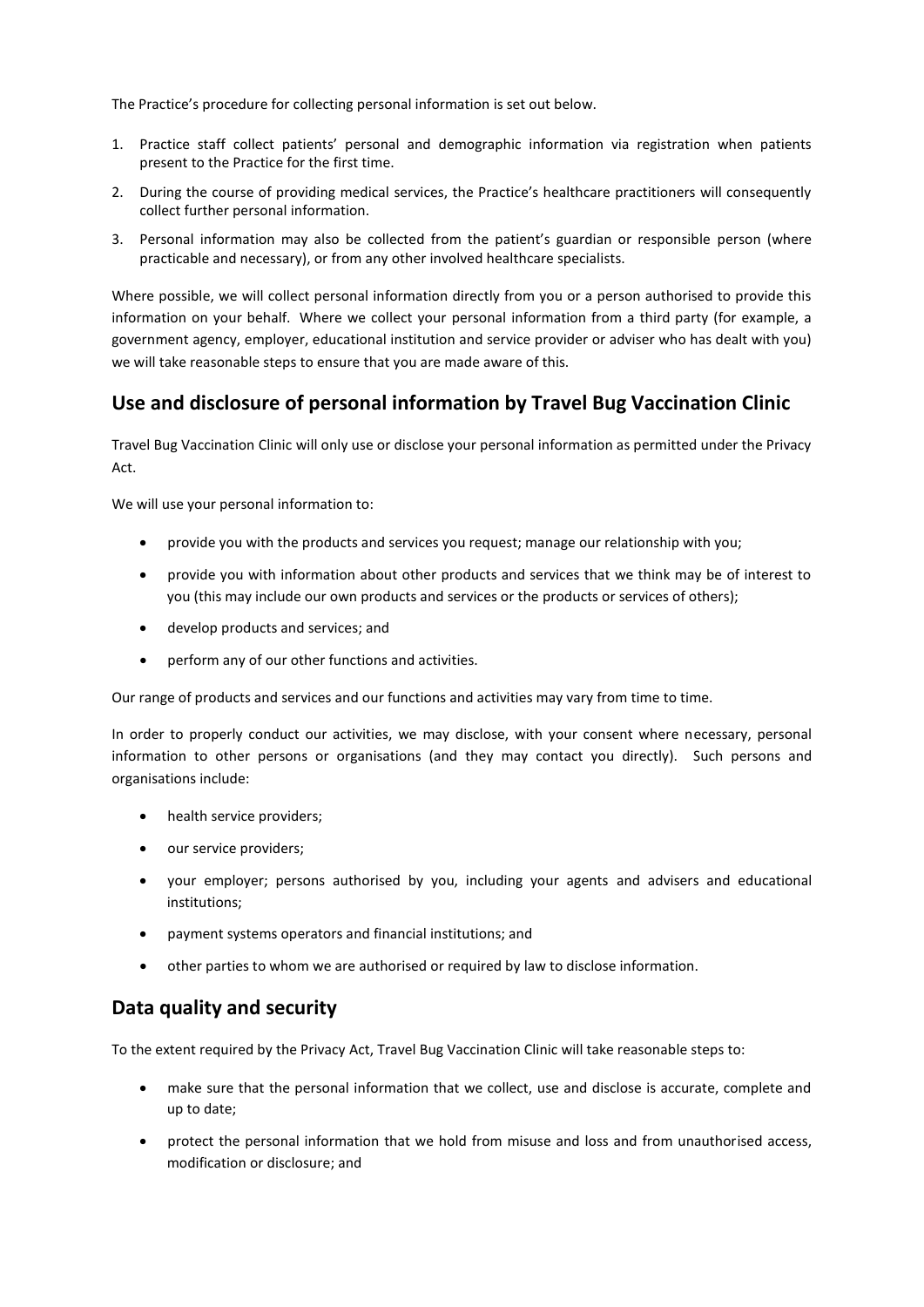The Practice's procedure for collecting personal information is set out below.

1. Practice staff collect patients' personal and demographic information via registration when patients present to the Practice for the first time.
2. During the course of providing medical services, the Practice's healthcare practitioners will consequently collect further personal information.
3. Personal information may also be collected from the patient's guardian or responsible person (where practicable and necessary), or from any other involved healthcare specialists.

Where possible, we will collect personal information directly from you or a person authorised to provide this information on your behalf. Where we collect your personal information from a third party (for example, a government agency, employer, educational institution and service provider or adviser who has dealt with you) we will take reasonable steps to ensure that you are made aware of this.

## Use and disclosure of personal information by Travel Bug Vaccination Clinic

Travel Bug Vaccination Clinic will only use or disclose your personal information as permitted under the Privacy Act.

We will use your personal information to:

- provide you with the products and services you request; manage our relationship with you;
- provide you with information about other products and services that we think may be of interest to you (this may include our own products and services or the products or services of others);
- develop products and services; and
- perform any of our other functions and activities.

Our range of products and services and our functions and activities may vary from time to time.

In order to properly conduct our activities, we may disclose, with your consent where necessary, personal information to other persons or organisations (and they may contact you directly). Such persons and organisations include:

- health service providers;
- our service providers;
- your employer; persons authorised by you, including your agents and advisers and educational institutions;
- payment systems operators and financial institutions; and
- other parties to whom we are authorised or required by law to disclose information.

## Data quality and security

To the extent required by the Privacy Act, Travel Bug Vaccination Clinic will take reasonable steps to:

- make sure that the personal information that we collect, use and disclose is accurate, complete and up to date;
- protect the personal information that we hold from misuse and loss and from unauthorised access, modification or disclosure; and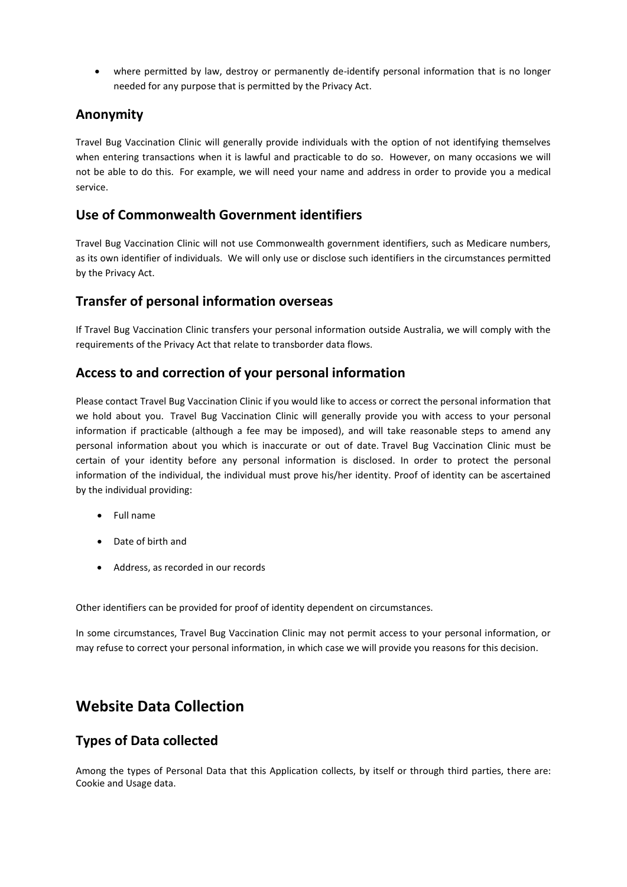- where permitted by law, destroy or permanently de-identify personal information that is no longer needed for any purpose that is permitted by the Privacy Act.

## Anonymity

Travel Bug Vaccination Clinic will generally provide individuals with the option of not identifying themselves when entering transactions when it is lawful and practicable to do so. However, on many occasions we will not be able to do this. For example, we will need your name and address in order to provide you a medical service.

## Use of Commonwealth Government identifiers

Travel Bug Vaccination Clinic will not use Commonwealth government identifiers, such as Medicare numbers, as its own identifier of individuals. We will only use or disclose such identifiers in the circumstances permitted by the Privacy Act.

## Transfer of personal information overseas

If Travel Bug Vaccination Clinic transfers your personal information outside Australia, we will comply with the requirements of the Privacy Act that relate to transborder data flows.

## Access to and correction of your personal information

Please contact Travel Bug Vaccination Clinic if you would like to access or correct the personal information that we hold about you. Travel Bug Vaccination Clinic will generally provide you with access to your personal information if practicable (although a fee may be imposed), and will take reasonable steps to amend any personal information about you which is inaccurate or out of date. Travel Bug Vaccination Clinic must be certain of your identity before any personal information is disclosed. In order to protect the personal information of the individual, the individual must prove his/her identity. Proof of identity can be ascertained by the individual providing:

- Full name
- Date of birth and
- Address, as recorded in our records

Other identifiers can be provided for proof of identity dependent on circumstances.

In some circumstances, Travel Bug Vaccination Clinic may not permit access to your personal information, or may refuse to correct your personal information, in which case we will provide you reasons for this decision.

# Website Data Collection

## Types of Data collected

Among the types of Personal Data that this Application collects, by itself or through third parties, there are: Cookie and Usage data.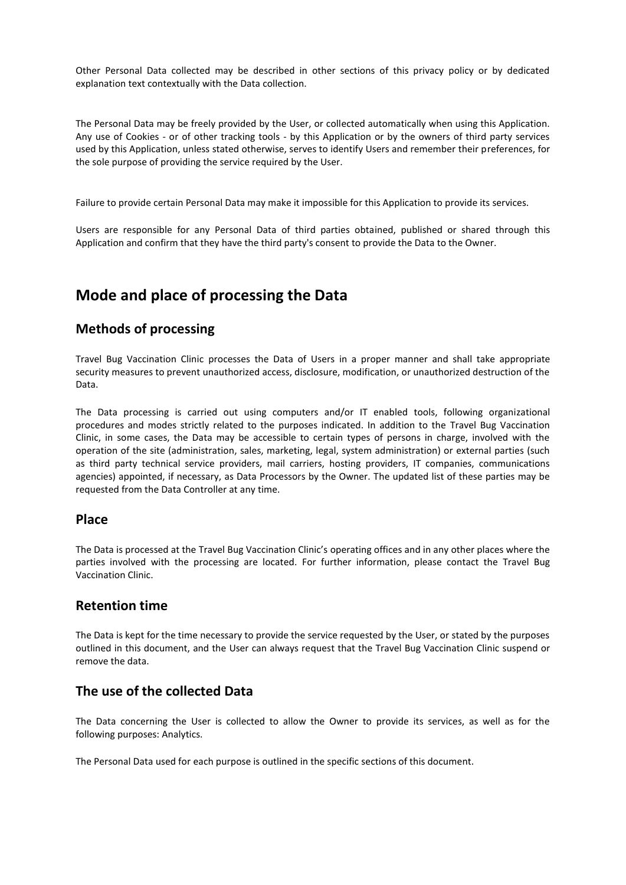Other Personal Data collected may be described in other sections of this privacy policy or by dedicated explanation text contextually with the Data collection.

The Personal Data may be freely provided by the User, or collected automatically when using this Application. Any use of Cookies - or of other tracking tools - by this Application or by the owners of third party services used by this Application, unless stated otherwise, serves to identify Users and remember their preferences, for the sole purpose of providing the service required by the User.

Failure to provide certain Personal Data may make it impossible for this Application to provide its services.

Users are responsible for any Personal Data of third parties obtained, published or shared through this Application and confirm that they have the third party's consent to provide the Data to the Owner.

# Mode and place of processing the Data

## Methods of processing

Travel Bug Vaccination Clinic processes the Data of Users in a proper manner and shall take appropriate security measures to prevent unauthorized access, disclosure, modification, or unauthorized destruction of the Data.

The Data processing is carried out using computers and/or IT enabled tools, following organizational procedures and modes strictly related to the purposes indicated. In addition to the Travel Bug Vaccination Clinic, in some cases, the Data may be accessible to certain types of persons in charge, involved with the operation of the site (administration, sales, marketing, legal, system administration) or external parties (such as third party technical service providers, mail carriers, hosting providers, IT companies, communications agencies) appointed, if necessary, as Data Processors by the Owner. The updated list of these parties may be requested from the Data Controller at any time.

## Place

The Data is processed at the Travel Bug Vaccination Clinic's operating offices and in any other places where the parties involved with the processing are located. For further information, please contact the Travel Bug Vaccination Clinic.

## Retention time

The Data is kept for the time necessary to provide the service requested by the User, or stated by the purposes outlined in this document, and the User can always request that the Travel Bug Vaccination Clinic suspend or remove the data.

## The use of the collected Data

The Data concerning the User is collected to allow the Owner to provide its services, as well as for the following purposes: Analytics.

The Personal Data used for each purpose is outlined in the specific sections of this document.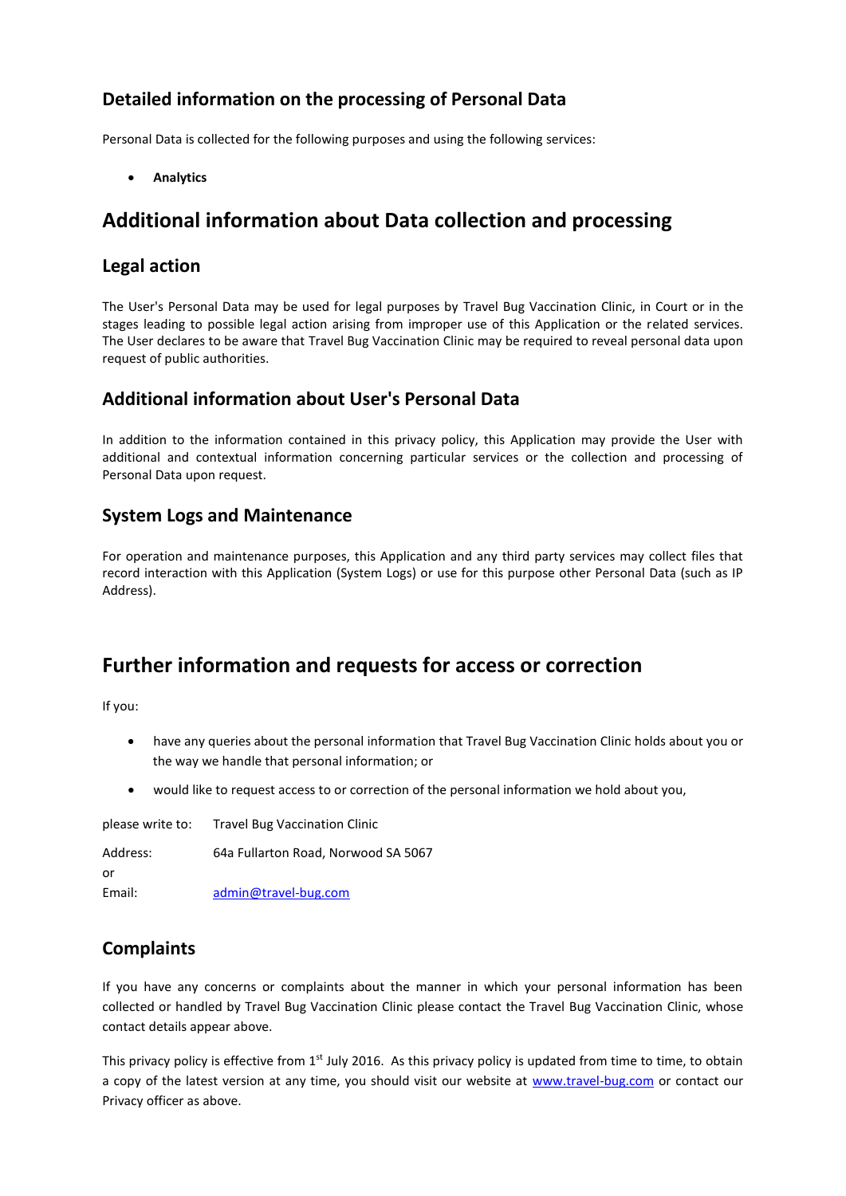## Detailed information on the processing of Personal Data

Personal Data is collected for the following purposes and using the following services:

- **Analytics**

# Additional information about Data collection and processing

## Legal action

The User's Personal Data may be used for legal purposes by Travel Bug Vaccination Clinic, in Court or in the stages leading to possible legal action arising from improper use of this Application or the related services. The User declares to be aware that Travel Bug Vaccination Clinic may be required to reveal personal data upon request of public authorities.

## Additional information about User's Personal Data

In addition to the information contained in this privacy policy, this Application may provide the User with additional and contextual information concerning particular services or the collection and processing of Personal Data upon request.

## System Logs and Maintenance

For operation and maintenance purposes, this Application and any third party services may collect files that record interaction with this Application (System Logs) or use for this purpose other Personal Data (such as IP Address).

# Further information and requests for access or correction

If you:

- have any queries about the personal information that Travel Bug Vaccination Clinic holds about you or the way we handle that personal information; or
- would like to request access to or correction of the personal information we hold about you,

please write to: Travel Bug Vaccination Clinic

Address: 64a Fullarton Road, Norwood SA 5067

or

Email: admin@travel-bug.com

## Complaints

If you have any concerns or complaints about the manner in which your personal information has been collected or handled by Travel Bug Vaccination Clinic please contact the Travel Bug Vaccination Clinic, whose contact details appear above.

This privacy policy is effective from 1st July 2016. As this privacy policy is updated from time to time, to obtain a copy of the latest version at any time, you should visit our website at www.travel-bug.com or contact our Privacy officer as above.